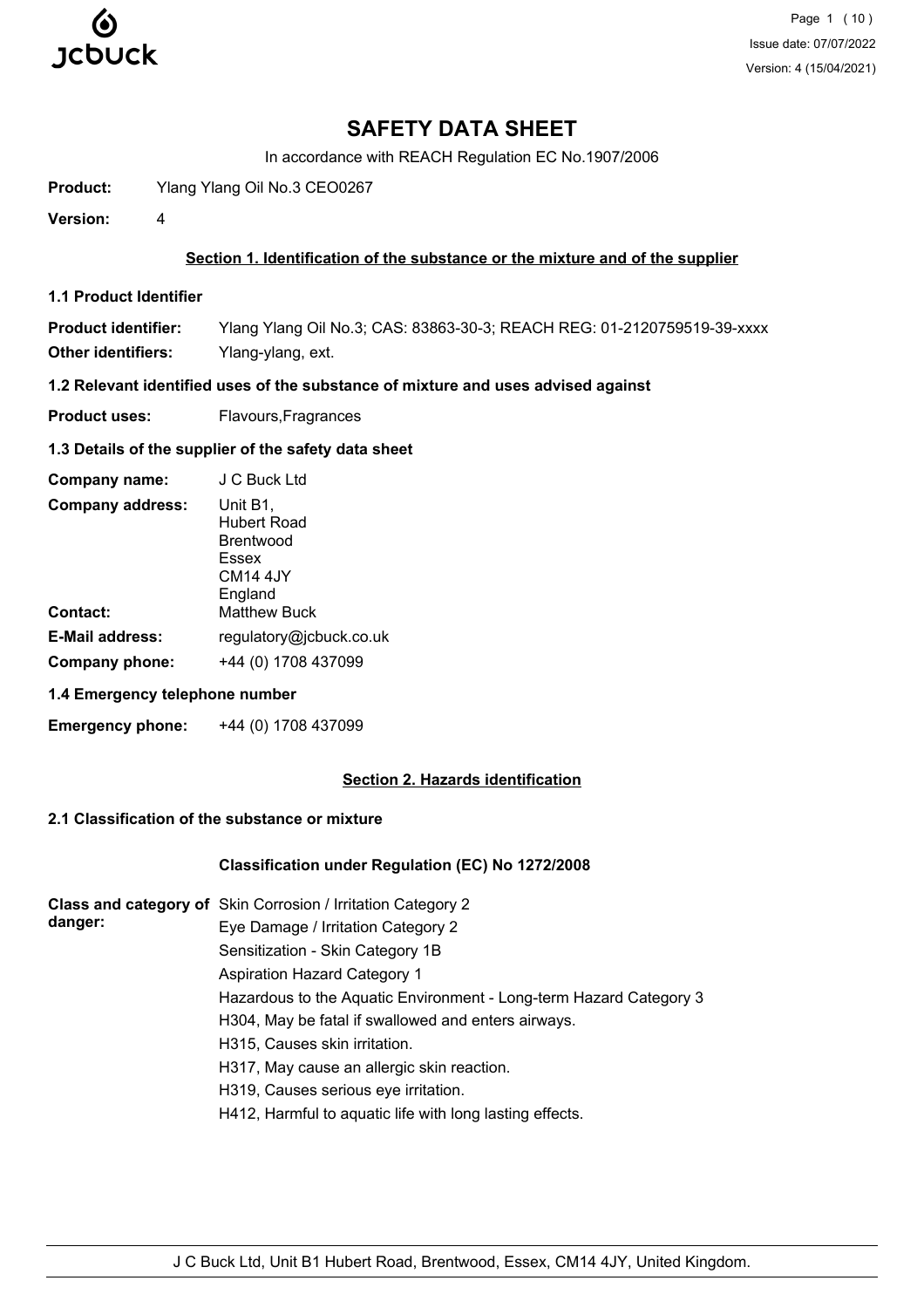# SAFETY DATA SHEET

In accordance with REACH Regulation EC No.1907/2006

**Product:** Ylang Ylang Oil No.3 CEO0267

**Version:** 4

## Section 1. Identification of the substance or the mixture and of the supplier

### 1.1 Product Identifier

**Product identifier:** Ylang Ylang Oil No.3; CAS: 83863-30-3; REACH REG: 01-2120759519-39-xxxx

**Other identifiers:** Ylang-ylang, ext.

### 1.2 Relevant identified uses of the substance of mixture and uses advised against

**Product uses:** Flavours,Fragrances

### 1.3 Details of the supplier of the safety data sheet

**Company name:** J C Buck Ltd

**Company address:** Unit B1,
Hubert Road
Brentwood
Essex
CM14 4JY
England

**Contact:** Matthew Buck

**E-Mail address:** regulatory@jcbuck.co.uk

**Company phone:** +44 (0) 1708 437099

### 1.4 Emergency telephone number

**Emergency phone:** +44 (0) 1708 437099

## Section 2. Hazards identification

### 2.1 Classification of the substance or mixture

**Classification under Regulation (EC) No 1272/2008**

**Class and category of danger:**

- Skin Corrosion / Irritation Category 2
- Eye Damage / Irritation Category 2
- Sensitization - Skin Category 1B
- Aspiration Hazard Category 1
- Hazardous to the Aquatic Environment - Long-term Hazard Category 3
- H304, May be fatal if swallowed and enters airways.
- H315, Causes skin irritation.
- H317, May cause an allergic skin reaction.
- H319, Causes serious eye irritation.
- H412, Harmful to aquatic life with long lasting effects.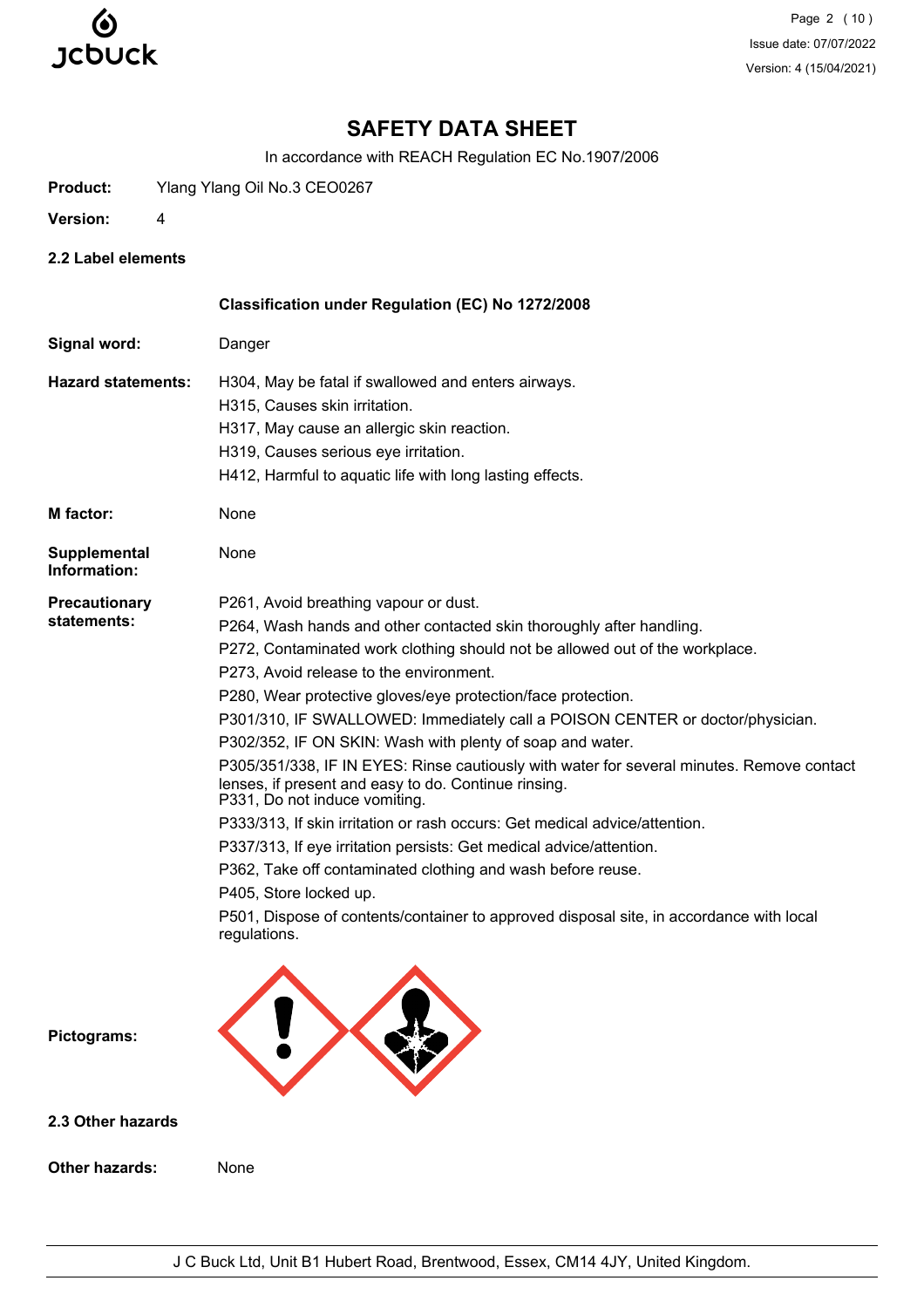# SAFETY DATA SHEET

In accordance with REACH Regulation EC No.1907/2006

**Product:** Ylang Ylang Oil No.3 CEO0267

**Version:** 4

## 2.2 Label elements

**Classification under Regulation (EC) No 1272/2008**

**Signal word:** Danger

**Hazard statements:**

H304, May be fatal if swallowed and enters airways.
H315, Causes skin irritation.
H317, May cause an allergic skin reaction.
H319, Causes serious eye irritation.
H412, Harmful to aquatic life with long lasting effects.

**M factor:** None

**Supplemental Information:** None

**Precautionary statements:**

P261, Avoid breathing vapour or dust.
P264, Wash hands and other contacted skin thoroughly after handling.
P272, Contaminated work clothing should not be allowed out of the workplace.
P273, Avoid release to the environment.
P280, Wear protective gloves/eye protection/face protection.
P301/310, IF SWALLOWED: Immediately call a POISON CENTER or doctor/physician.
P302/352, IF ON SKIN: Wash with plenty of soap and water.
P305/351/338, IF IN EYES: Rinse cautiously with water for several minutes. Remove contact lenses, if present and easy to do. Continue rinsing.
P331, Do not induce vomiting.
P333/313, If skin irritation or rash occurs: Get medical advice/attention.
P337/313, If eye irritation persists: Get medical advice/attention.
P362, Take off contaminated clothing and wash before reuse.
P405, Store locked up.
P501, Dispose of contents/container to approved disposal site, in accordance with local regulations.

**Pictograms:**

## 2.3 Other hazards

**Other hazards:** None

J C Buck Ltd, Unit B1 Hubert Road, Brentwood, Essex, CM14 4JY, United Kingdom.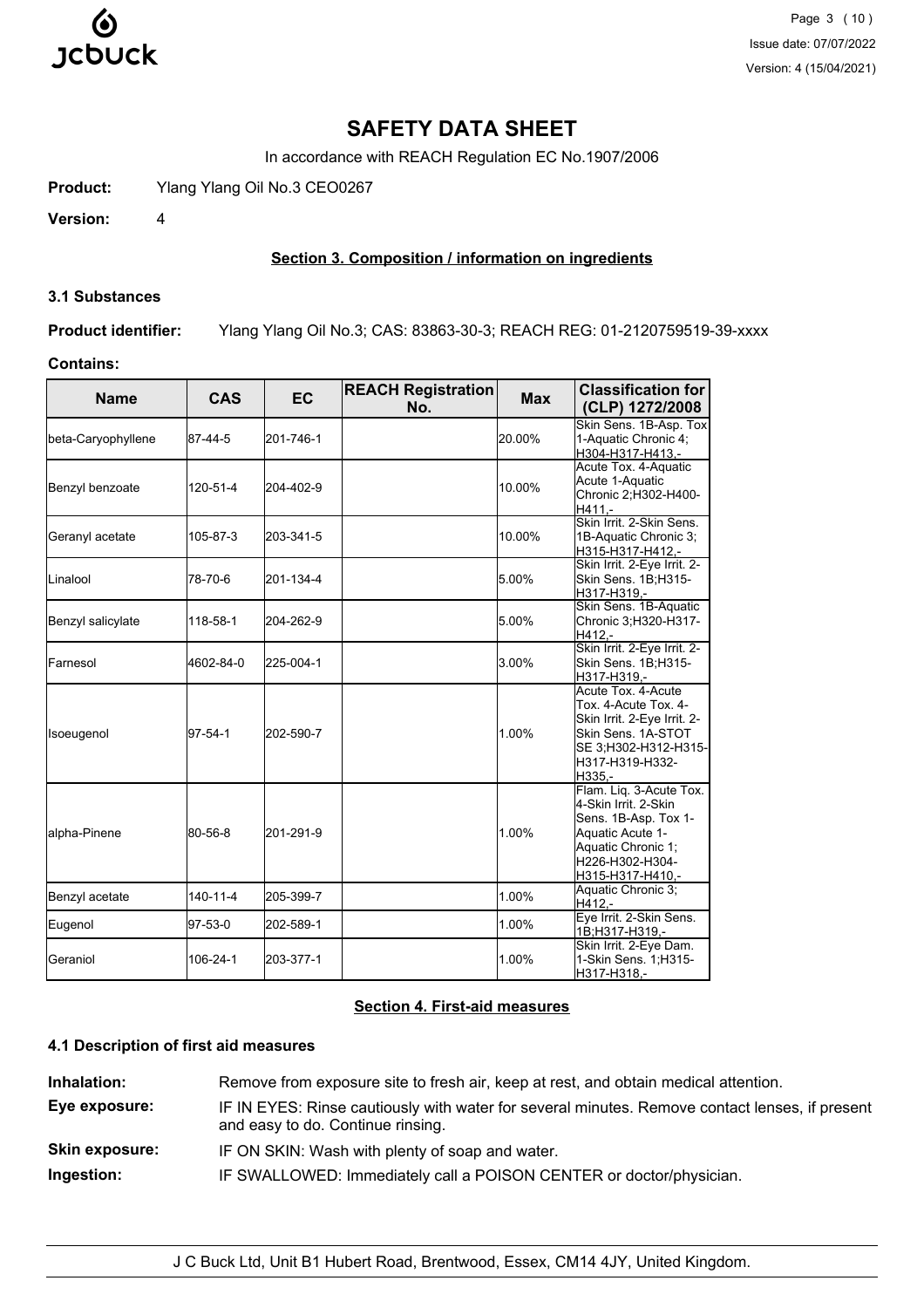# SAFETY DATA SHEET

In accordance with REACH Regulation EC No.1907/2006

**Product:** Ylang Ylang Oil No.3 CEO0267

**Version:** 4

## Section 3. Composition / information on ingredients

### 3.1 Substances

**Product identifier:** Ylang Ylang Oil No.3; CAS: 83863-30-3; REACH REG: 01-2120759519-39-xxxx

**Contains:**

| Name | CAS | EC | REACH Registration No. | Max | Classification for (CLP) 1272/2008 |
|---|---|---|---|---|---|
| beta-Caryophyllene | 87-44-5 | 201-746-1 | | 20.00% | Skin Sens. 1B-Asp. Tox 1-Aquatic Chronic 4; H304-H317-H413,- |
| Benzyl benzoate | 120-51-4 | 204-402-9 | | 10.00% | Acute Tox. 4-Aquatic Acute 1-Aquatic Chronic 2;H302-H400-H411,- |
| Geranyl acetate | 105-87-3 | 203-341-5 | | 10.00% | Skin Irrit. 2-Skin Sens. 1B-Aquatic Chronic 3; H315-H317-H412,- |
| Linalool | 78-70-6 | 201-134-4 | | 5.00% | Skin Irrit. 2-Eye Irrit. 2-Skin Sens. 1B;H315-H317-H319,- |
| Benzyl salicylate | 118-58-1 | 204-262-9 | | 5.00% | Skin Sens. 1B-Aquatic Chronic 3;H320-H317-H412,- |
| Farnesol | 4602-84-0 | 225-004-1 | | 3.00% | Skin Irrit. 2-Eye Irrit. 2-Skin Sens. 1B;H315-H317-H319,- |
| Isoeugenol | 97-54-1 | 202-590-7 | | 1.00% | Acute Tox. 4-Acute Tox. 4-Acute Tox. 4-Skin Irrit. 2-Eye Irrit. 2-Skin Sens. 1A-STOT SE 3;H302-H312-H315-H317-H319-H332-H335,- |
| alpha-Pinene | 80-56-8 | 201-291-9 | | 1.00% | Flam. Liq. 3-Acute Tox. 4-Skin Irrit. 2-Skin Sens. 1B-Asp. Tox 1-Aquatic Acute 1-Aquatic Chronic 1; H226-H302-H304-H315-H317-H410,- |
| Benzyl acetate | 140-11-4 | 205-399-7 | | 1.00% | Aquatic Chronic 3; H412,- |
| Eugenol | 97-53-0 | 202-589-1 | | 1.00% | Eye Irrit. 2-Skin Sens. 1B;H317-H319,- |
| Geraniol | 106-24-1 | 203-377-1 | | 1.00% | Skin Irrit. 2-Eye Dam. 1-Skin Sens. 1;H315-H317-H318,- |

## Section 4. First-aid measures

### 4.1 Description of first aid measures

**Inhalation:** Remove from exposure site to fresh air, keep at rest, and obtain medical attention.

**Eye exposure:** IF IN EYES: Rinse cautiously with water for several minutes. Remove contact lenses, if present and easy to do. Continue rinsing.

**Skin exposure:** IF ON SKIN: Wash with plenty of soap and water.

**Ingestion:** IF SWALLOWED: Immediately call a POISON CENTER or doctor/physician.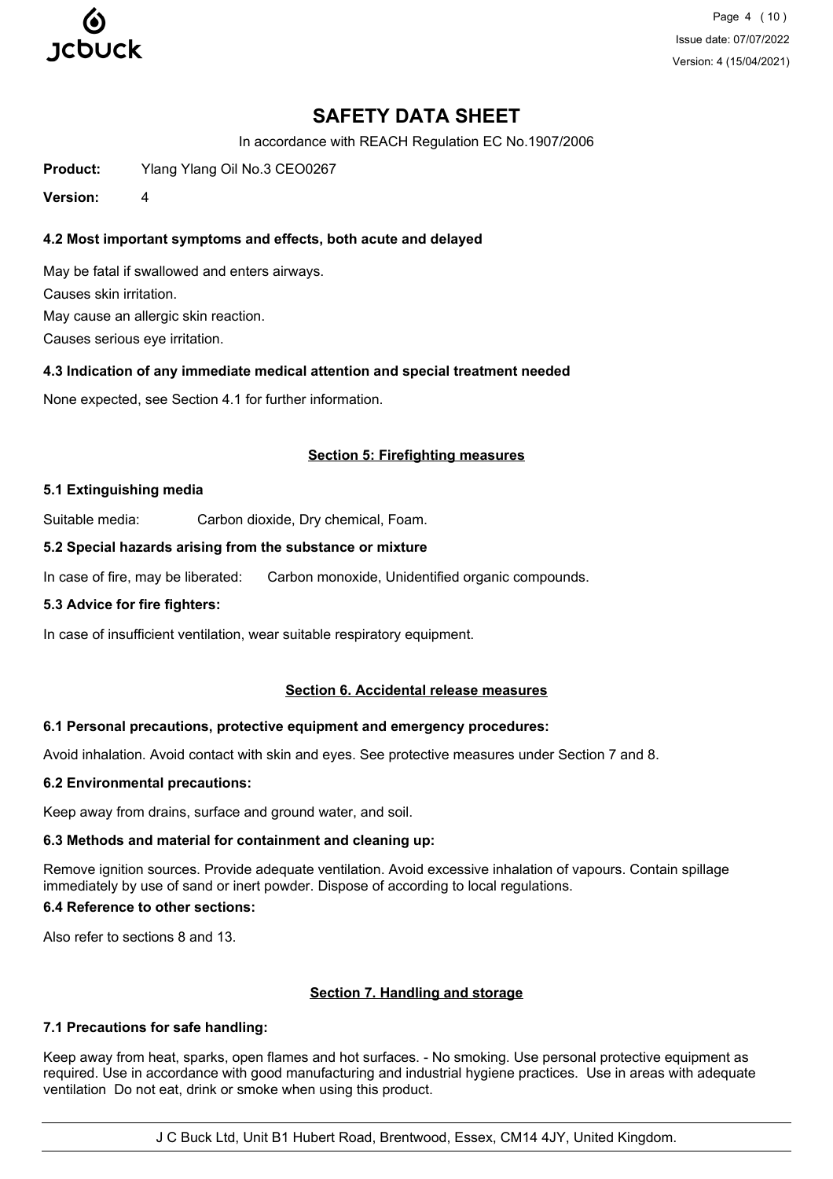# SAFETY DATA SHEET

In accordance with REACH Regulation EC No.1907/2006

**Product:** Ylang Ylang Oil No.3 CEO0267

**Version:** 4

### 4.2 Most important symptoms and effects, both acute and delayed

May be fatal if swallowed and enters airways.

Causes skin irritation.

May cause an allergic skin reaction.

Causes serious eye irritation.

### 4.3 Indication of any immediate medical attention and special treatment needed

None expected, see Section 4.1 for further information.

## Section 5: Firefighting measures

### 5.1 Extinguishing media

Suitable media: Carbon dioxide, Dry chemical, Foam.

### 5.2 Special hazards arising from the substance or mixture

In case of fire, may be liberated: Carbon monoxide, Unidentified organic compounds.

### 5.3 Advice for fire fighters:

In case of insufficient ventilation, wear suitable respiratory equipment.

## Section 6. Accidental release measures

### 6.1 Personal precautions, protective equipment and emergency procedures:

Avoid inhalation. Avoid contact with skin and eyes. See protective measures under Section 7 and 8.

### 6.2 Environmental precautions:

Keep away from drains, surface and ground water, and soil.

### 6.3 Methods and material for containment and cleaning up:

Remove ignition sources. Provide adequate ventilation. Avoid excessive inhalation of vapours. Contain spillage immediately by use of sand or inert powder. Dispose of according to local regulations.

### 6.4 Reference to other sections:

Also refer to sections 8 and 13.

## Section 7. Handling and storage

### 7.1 Precautions for safe handling:

Keep away from heat, sparks, open flames and hot surfaces. - No smoking. Use personal protective equipment as required. Use in accordance with good manufacturing and industrial hygiene practices. Use in areas with adequate ventilation Do not eat, drink or smoke when using this product.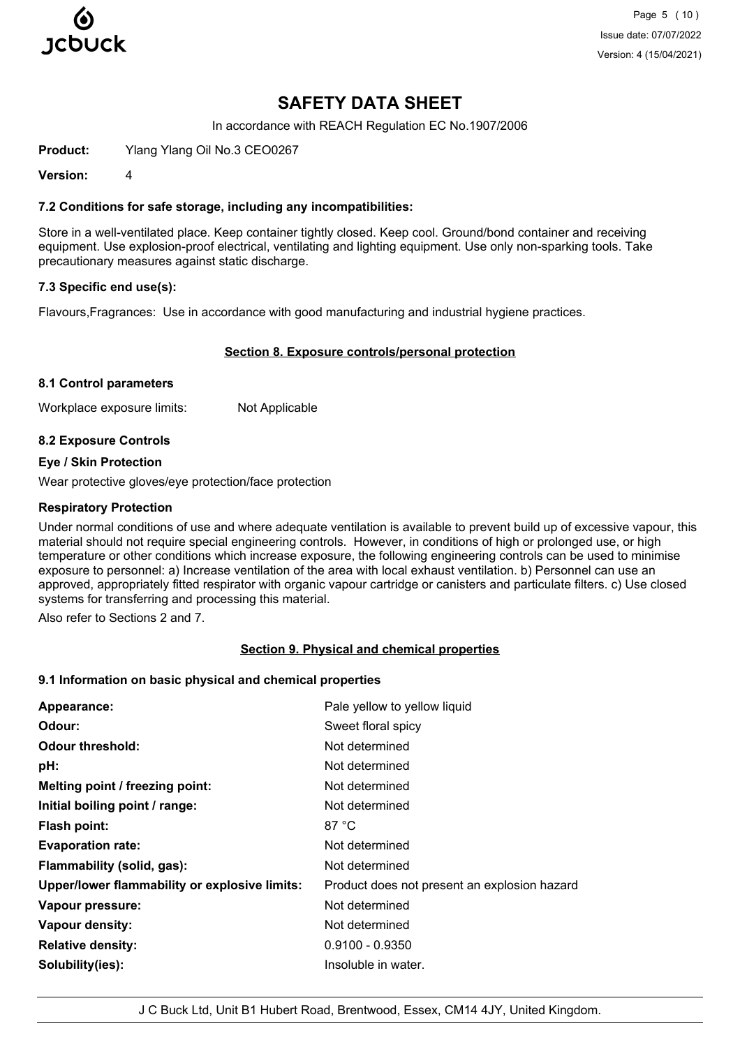# SAFETY DATA SHEET

In accordance with REACH Regulation EC No.1907/2006

**Product:** Ylang Ylang Oil No.3 CEO0267

**Version:** 4

### 7.2 Conditions for safe storage, including any incompatibilities:

Store in a well-ventilated place. Keep container tightly closed. Keep cool. Ground/bond container and receiving equipment. Use explosion-proof electrical, ventilating and lighting equipment. Use only non-sparking tools. Take precautionary measures against static discharge.

### 7.3 Specific end use(s):

Flavours,Fragrances: Use in accordance with good manufacturing and industrial hygiene practices.

## Section 8. Exposure controls/personal protection

### 8.1 Control parameters

Workplace exposure limits: Not Applicable

### 8.2 Exposure Controls

#### Eye / Skin Protection

Wear protective gloves/eye protection/face protection

#### Respiratory Protection

Under normal conditions of use and where adequate ventilation is available to prevent build up of excessive vapour, this material should not require special engineering controls. However, in conditions of high or prolonged use, or high temperature or other conditions which increase exposure, the following engineering controls can be used to minimise exposure to personnel: a) Increase ventilation of the area with local exhaust ventilation. b) Personnel can use an approved, appropriately fitted respirator with organic vapour cartridge or canisters and particulate filters. c) Use closed systems for transferring and processing this material.

Also refer to Sections 2 and 7.

## Section 9. Physical and chemical properties

### 9.1 Information on basic physical and chemical properties

| | |
|---|---|
| **Appearance:** | Pale yellow to yellow liquid |
| **Odour:** | Sweet floral spicy |
| **Odour threshold:** | Not determined |
| **pH:** | Not determined |
| **Melting point / freezing point:** | Not determined |
| **Initial boiling point / range:** | Not determined |
| **Flash point:** | 87 °C |
| **Evaporation rate:** | Not determined |
| **Flammability (solid, gas):** | Not determined |
| **Upper/lower flammability or explosive limits:** | Product does not present an explosion hazard |
| **Vapour pressure:** | Not determined |
| **Vapour density:** | Not determined |
| **Relative density:** | 0.9100 - 0.9350 |
| **Solubility(ies):** | Insoluble in water. |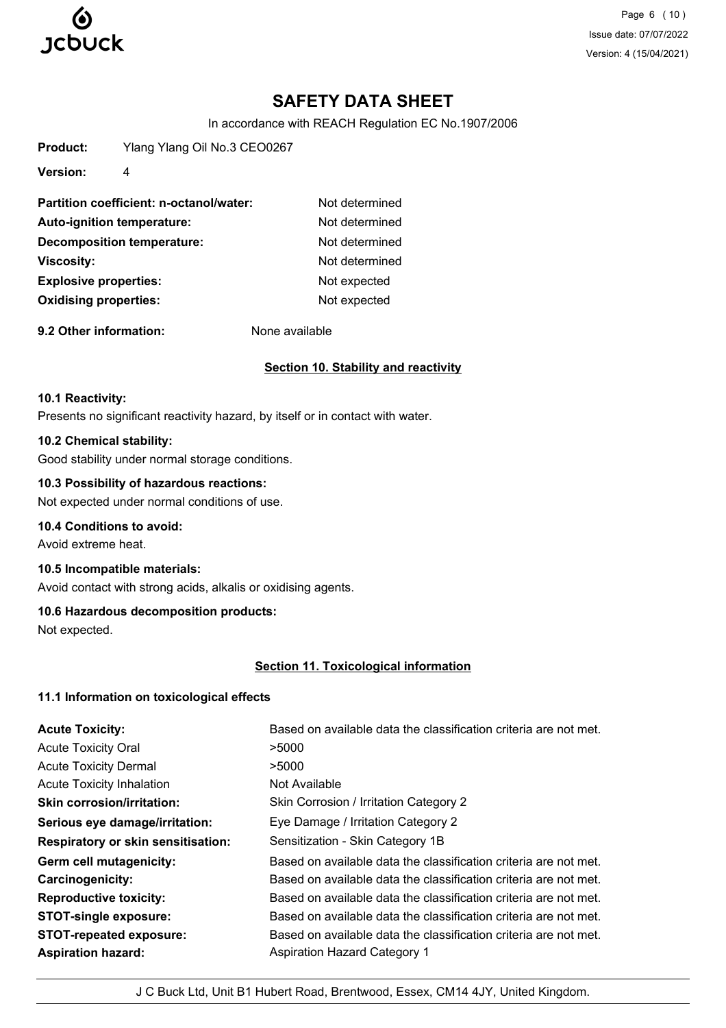**Product:** Ylang Ylang Oil No.3 CEO0267

**Version:** 4

| | |
|---|---|
| **Partition coefficient: n-octanol/water:** | Not determined |
| **Auto-ignition temperature:** | Not determined |
| **Decomposition temperature:** | Not determined |
| **Viscosity:** | Not determined |
| **Explosive properties:** | Not expected |
| **Oxidising properties:** | Not expected |

**9.2 Other information:** None available

## Section 10. Stability and reactivity

**10.1 Reactivity:**

Presents no significant reactivity hazard, by itself or in contact with water.

**10.2 Chemical stability:**

Good stability under normal storage conditions.

**10.3 Possibility of hazardous reactions:**

Not expected under normal conditions of use.

**10.4 Conditions to avoid:**

Avoid extreme heat.

**10.5 Incompatible materials:**

Avoid contact with strong acids, alkalis or oxidising agents.

**10.6 Hazardous decomposition products:**

Not expected.

## Section 11. Toxicological information

**11.1 Information on toxicological effects**

| | |
|---|---|
| **Acute Toxicity:** | Based on available data the classification criteria are not met. |
| Acute Toxicity Oral | >5000 |
| Acute Toxicity Dermal | >5000 |
| Acute Toxicity Inhalation | Not Available |
| **Skin corrosion/irritation:** | Skin Corrosion / Irritation Category 2 |
| **Serious eye damage/irritation:** | Eye Damage / Irritation Category 2 |
| **Respiratory or skin sensitisation:** | Sensitization - Skin Category 1B |
| **Germ cell mutagenicity:** | Based on available data the classification criteria are not met. |
| **Carcinogenicity:** | Based on available data the classification criteria are not met. |
| **Reproductive toxicity:** | Based on available data the classification criteria are not met. |
| **STOT-single exposure:** | Based on available data the classification criteria are not met. |
| **STOT-repeated exposure:** | Based on available data the classification criteria are not met. |
| **Aspiration hazard:** | Aspiration Hazard Category 1 |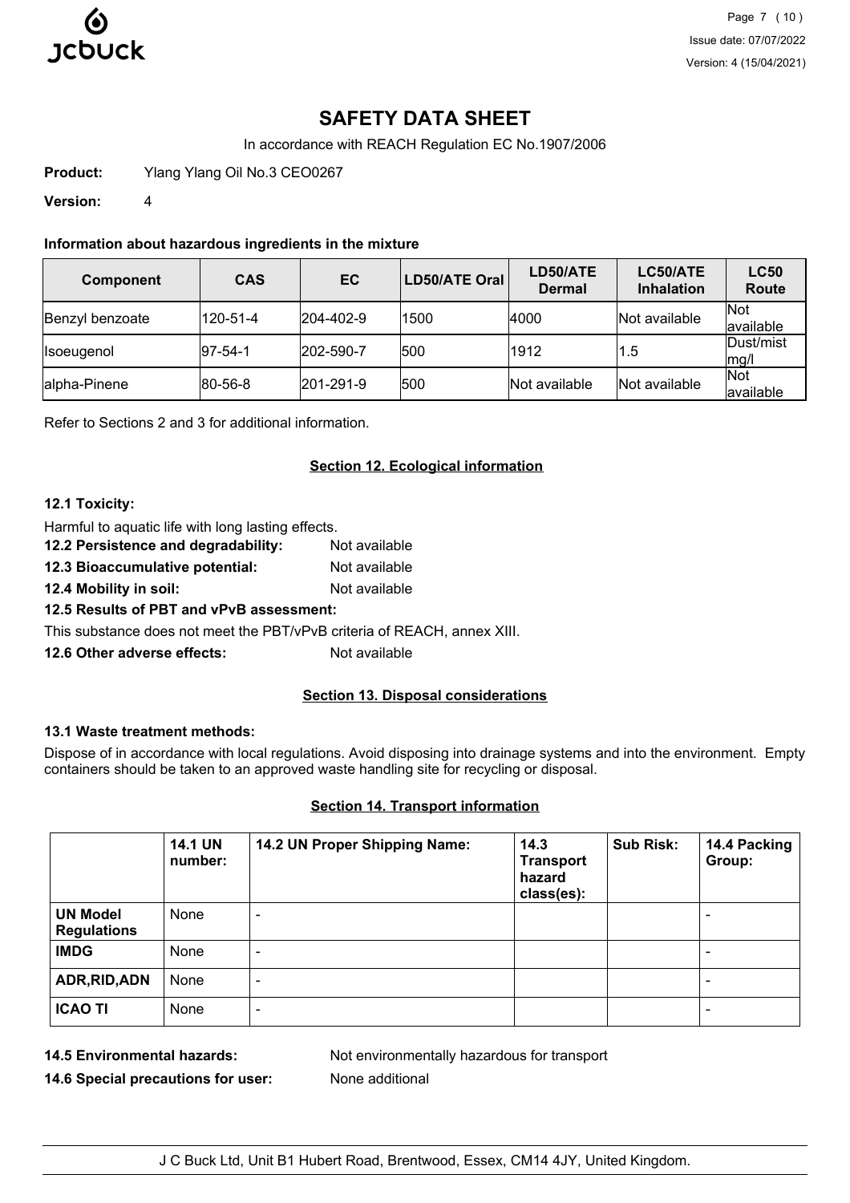# SAFETY DATA SHEET

In accordance with REACH Regulation EC No.1907/2006

**Product:** Ylang Ylang Oil No.3 CEO0267

**Version:** 4

### Information about hazardous ingredients in the mixture

| Component | CAS | EC | LD50/ATE Oral | LD50/ATE Dermal | LC50/ATE Inhalation | LC50 Route |
|---|---|---|---|---|---|---|
| Benzyl benzoate | 120-51-4 | 204-402-9 | 1500 | 4000 | Not available | Not available |
| Isoeugenol | 97-54-1 | 202-590-7 | 500 | 1912 | 1.5 | Dust/mist mg/l |
| alpha-Pinene | 80-56-8 | 201-291-9 | 500 | Not available | Not available | Not available |

Refer to Sections 2 and 3 for additional information.

## Section 12. Ecological information

**12.1 Toxicity:**

Harmful to aquatic life with long lasting effects.

**12.2 Persistence and degradability:** Not available

**12.3 Bioaccumulative potential:** Not available

**12.4 Mobility in soil:** Not available

**12.5 Results of PBT and vPvB assessment:**

This substance does not meet the PBT/vPvB criteria of REACH, annex XIII.

**12.6 Other adverse effects:** Not available

## Section 13. Disposal considerations

**13.1 Waste treatment methods:**

Dispose of in accordance with local regulations. Avoid disposing into drainage systems and into the environment. Empty containers should be taken to an approved waste handling site for recycling or disposal.

## Section 14. Transport information

| | 14.1 UN number: | 14.2 UN Proper Shipping Name: | 14.3 Transport hazard class(es): | Sub Risk: | 14.4 Packing Group: |
|---|---|---|---|---|---|
| **UN Model Regulations** | None | - | | | - |
| **IMDG** | None | - | | | - |
| **ADR,RID,ADN** | None | - | | | - |
| **ICAO TI** | None | - | | | - |

**14.5 Environmental hazards:** Not environmentally hazardous for transport

**14.6 Special precautions for user:** None additional

J C Buck Ltd, Unit B1 Hubert Road, Brentwood, Essex, CM14 4JY, United Kingdom.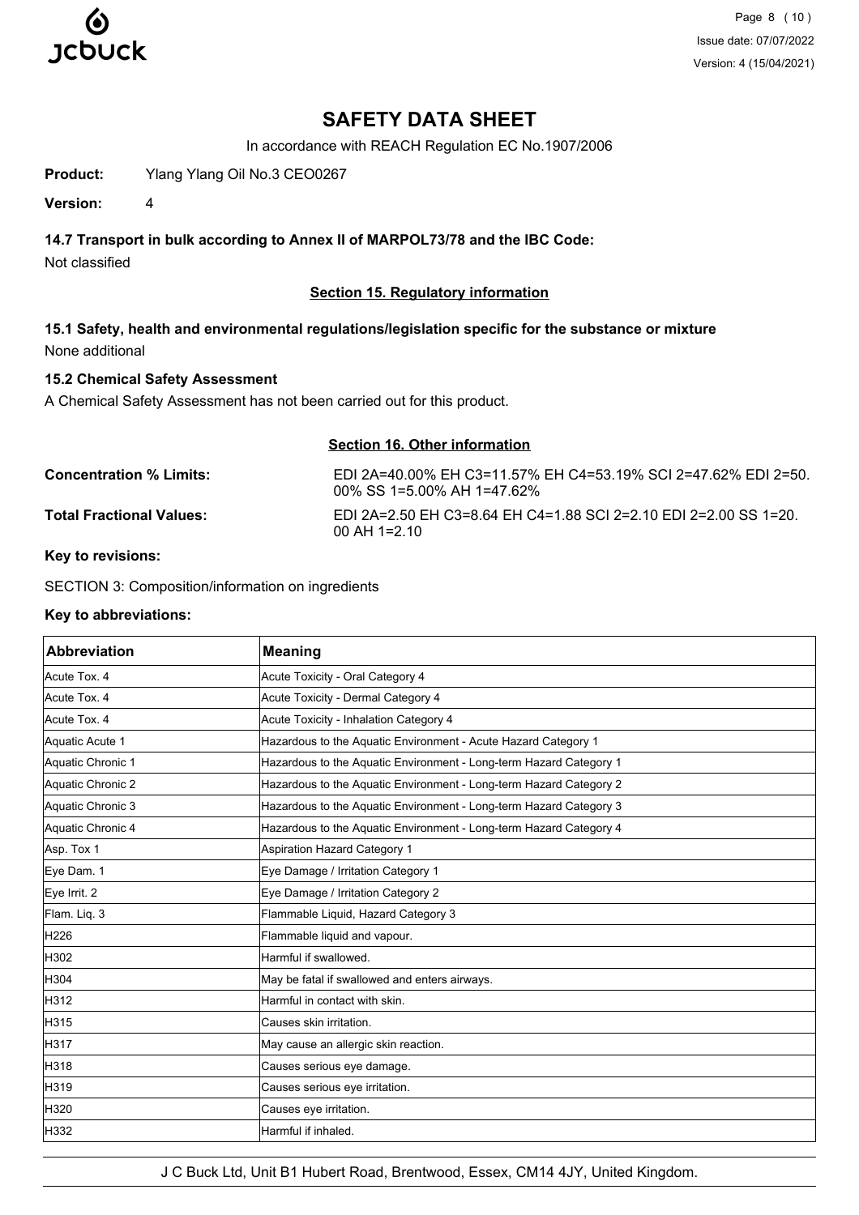# SAFETY DATA SHEET

In accordance with REACH Regulation EC No.1907/2006

**Product:** Ylang Ylang Oil No.3 CEO0267

**Version:** 4

### 14.7 Transport in bulk according to Annex II of MARPOL73/78 and the IBC Code:

Not classified

## Section 15. Regulatory information

### 15.1 Safety, health and environmental regulations/legislation specific for the substance or mixture

None additional

### 15.2 Chemical Safety Assessment

A Chemical Safety Assessment has not been carried out for this product.

## Section 16. Other information

**Concentration % Limits:** EDI 2A=40.00% EH C3=11.57% EH C4=53.19% SCI 2=47.62% EDI 2=50.00% SS 1=5.00% AH 1=47.62%

**Total Fractional Values:** EDI 2A=2.50 EH C3=8.64 EH C4=1.88 SCI 2=2.10 EDI 2=2.00 SS 1=20.00 AH 1=2.10

**Key to revisions:**

SECTION 3: Composition/information on ingredients

**Key to abbreviations:**

| Abbreviation | Meaning |
|---|---|
| Acute Tox. 4 | Acute Toxicity - Oral Category 4 |
| Acute Tox. 4 | Acute Toxicity - Dermal Category 4 |
| Acute Tox. 4 | Acute Toxicity - Inhalation Category 4 |
| Aquatic Acute 1 | Hazardous to the Aquatic Environment - Acute Hazard Category 1 |
| Aquatic Chronic 1 | Hazardous to the Aquatic Environment - Long-term Hazard Category 1 |
| Aquatic Chronic 2 | Hazardous to the Aquatic Environment - Long-term Hazard Category 2 |
| Aquatic Chronic 3 | Hazardous to the Aquatic Environment - Long-term Hazard Category 3 |
| Aquatic Chronic 4 | Hazardous to the Aquatic Environment - Long-term Hazard Category 4 |
| Asp. Tox 1 | Aspiration Hazard Category 1 |
| Eye Dam. 1 | Eye Damage / Irritation Category 1 |
| Eye Irrit. 2 | Eye Damage / Irritation Category 2 |
| Flam. Liq. 3 | Flammable Liquid, Hazard Category 3 |
| H226 | Flammable liquid and vapour. |
| H302 | Harmful if swallowed. |
| H304 | May be fatal if swallowed and enters airways. |
| H312 | Harmful in contact with skin. |
| H315 | Causes skin irritation. |
| H317 | May cause an allergic skin reaction. |
| H318 | Causes serious eye damage. |
| H319 | Causes serious eye irritation. |
| H320 | Causes eye irritation. |
| H332 | Harmful if inhaled. |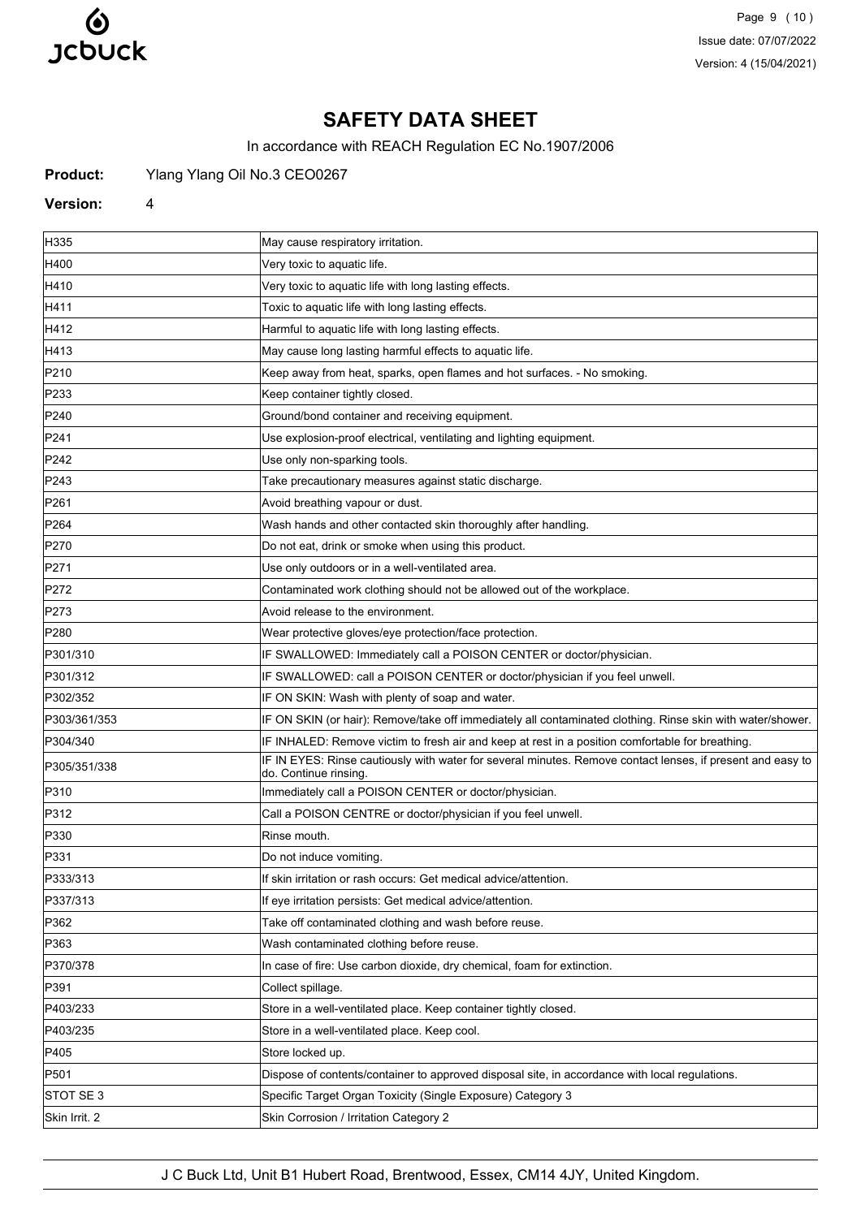# SAFETY DATA SHEET

In accordance with REACH Regulation EC No.1907/2006

**Product:** Ylang Ylang Oil No.3 CEO0267

**Version:** 4

| | |
|---|---|
| H335 | May cause respiratory irritation. |
| H400 | Very toxic to aquatic life. |
| H410 | Very toxic to aquatic life with long lasting effects. |
| H411 | Toxic to aquatic life with long lasting effects. |
| H412 | Harmful to aquatic life with long lasting effects. |
| H413 | May cause long lasting harmful effects to aquatic life. |
| P210 | Keep away from heat, sparks, open flames and hot surfaces. - No smoking. |
| P233 | Keep container tightly closed. |
| P240 | Ground/bond container and receiving equipment. |
| P241 | Use explosion-proof electrical, ventilating and lighting equipment. |
| P242 | Use only non-sparking tools. |
| P243 | Take precautionary measures against static discharge. |
| P261 | Avoid breathing vapour or dust. |
| P264 | Wash hands and other contacted skin thoroughly after handling. |
| P270 | Do not eat, drink or smoke when using this product. |
| P271 | Use only outdoors or in a well-ventilated area. |
| P272 | Contaminated work clothing should not be allowed out of the workplace. |
| P273 | Avoid release to the environment. |
| P280 | Wear protective gloves/eye protection/face protection. |
| P301/310 | IF SWALLOWED: Immediately call a POISON CENTER or doctor/physician. |
| P301/312 | IF SWALLOWED: call a POISON CENTER or doctor/physician if you feel unwell. |
| P302/352 | IF ON SKIN: Wash with plenty of soap and water. |
| P303/361/353 | IF ON SKIN (or hair): Remove/take off immediately all contaminated clothing. Rinse skin with water/shower. |
| P304/340 | IF INHALED: Remove victim to fresh air and keep at rest in a position comfortable for breathing. |
| P305/351/338 | IF IN EYES: Rinse cautiously with water for several minutes. Remove contact lenses, if present and easy to do. Continue rinsing. |
| P310 | Immediately call a POISON CENTER or doctor/physician. |
| P312 | Call a POISON CENTRE or doctor/physician if you feel unwell. |
| P330 | Rinse mouth. |
| P331 | Do not induce vomiting. |
| P333/313 | If skin irritation or rash occurs: Get medical advice/attention. |
| P337/313 | If eye irritation persists: Get medical advice/attention. |
| P362 | Take off contaminated clothing and wash before reuse. |
| P363 | Wash contaminated clothing before reuse. |
| P370/378 | In case of fire: Use carbon dioxide, dry chemical, foam for extinction. |
| P391 | Collect spillage. |
| P403/233 | Store in a well-ventilated place. Keep container tightly closed. |
| P403/235 | Store in a well-ventilated place. Keep cool. |
| P405 | Store locked up. |
| P501 | Dispose of contents/container to approved disposal site, in accordance with local regulations. |
| STOT SE 3 | Specific Target Organ Toxicity (Single Exposure) Category 3 |
| Skin Irrit. 2 | Skin Corrosion / Irritation Category 2 |

J C Buck Ltd, Unit B1 Hubert Road, Brentwood, Essex, CM14 4JY, United Kingdom.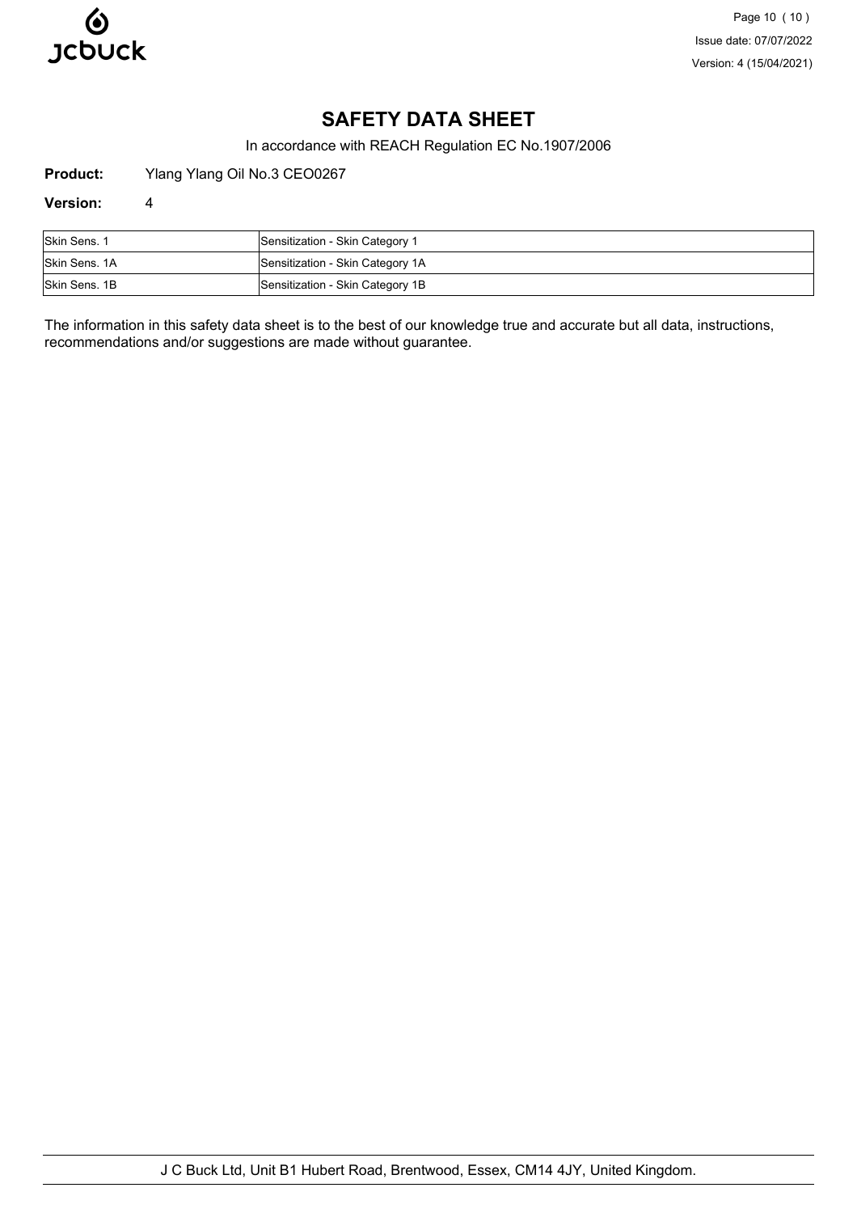# SAFETY DATA SHEET

In accordance with REACH Regulation EC No.1907/2006

**Product:** Ylang Ylang Oil No.3 CEO0267

**Version:** 4

| | |
|---|---|
| Skin Sens. 1 | Sensitization - Skin Category 1 |
| Skin Sens. 1A | Sensitization - Skin Category 1A |
| Skin Sens. 1B | Sensitization - Skin Category 1B |

The information in this safety data sheet is to the best of our knowledge true and accurate but all data, instructions, recommendations and/or suggestions are made without guarantee.